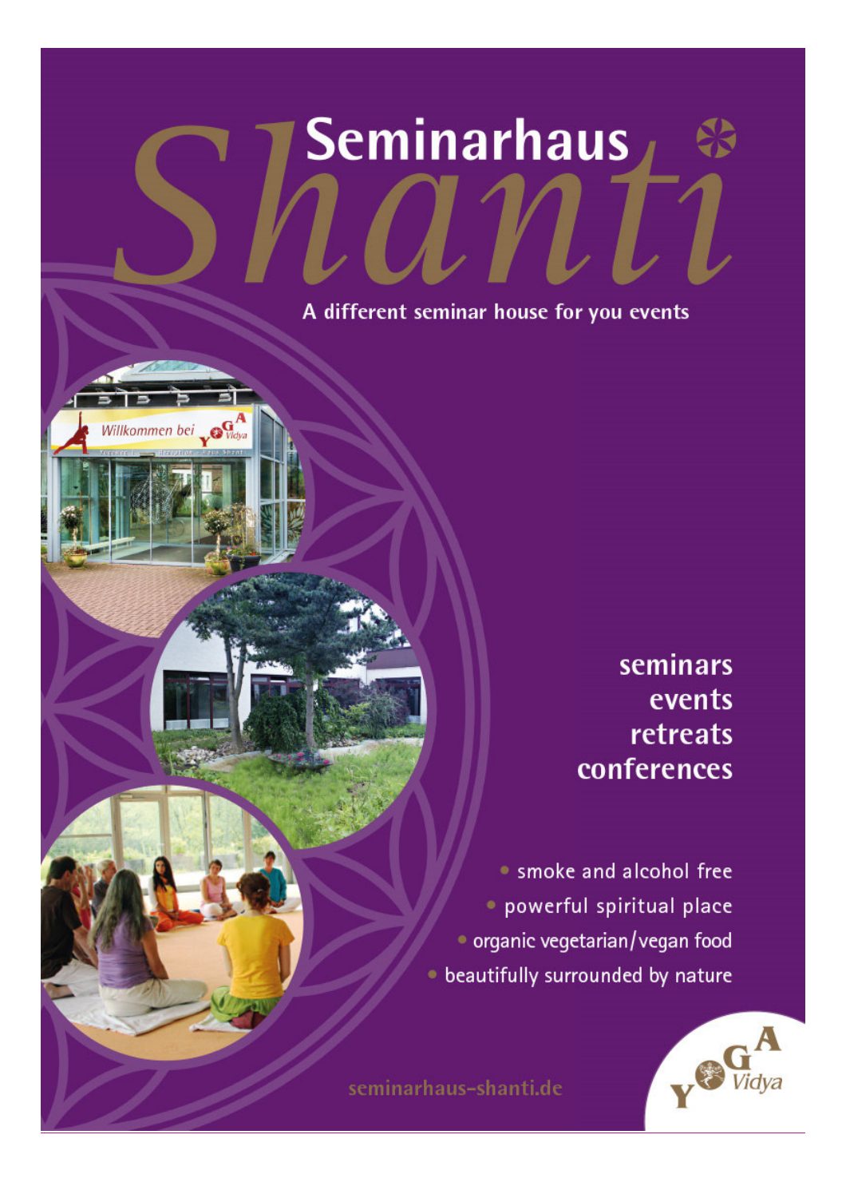# Seminarhaus Shanti

A different seminar house for you events

**seminars**
**events**
**retreats**
**conferences**

- smoke and alcohol free
- powerful spiritual place
- organic vegetarian/vegan food
- beautifully surrounded by nature

seminarhaus-shanti.de

Yoga Vidya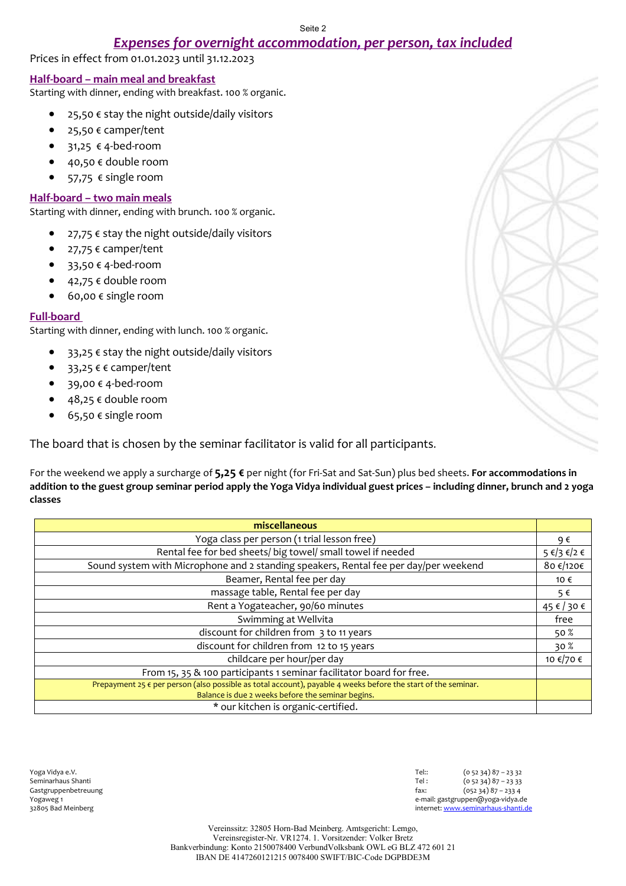## *Expenses for overnight accommodation, per person, tax included*

Prices in effect from 01.01.2023 until 31.12.2023

### Half-board – main meal and breakfast

Starting with dinner, ending with breakfast. 100 % organic.

- 25,50 € stay the night outside/daily visitors
- 25,50 € camper/tent
- 31,25 € 4-bed-room
- 40,50 € double room
- 57,75 € single room

### Half-board – two main meals

Starting with dinner, ending with brunch. 100 % organic.

- 27,75 € stay the night outside/daily visitors
- 27,75 € camper/tent
- 33,50 € 4-bed-room
- 42,75 € double room
- 60,00 € single room

### Full-board

Starting with dinner, ending with lunch. 100 % organic.

- 33,25 € stay the night outside/daily visitors
- 33,25 € € camper/tent
- 39,00 € 4-bed-room
- 48,25 € double room
- 65,50 € single room

The board that is chosen by the seminar facilitator is valid for all participants.

For the weekend we apply a surcharge of **5,25 €** per night (for Fri-Sat and Sat-Sun) plus bed sheets. **For accommodations in addition to the guest group seminar period apply the Yoga Vidya individual guest prices – including dinner, brunch and 2 yoga classes**

| miscellaneous | |
|---|---|
| Yoga class per person (1 trial lesson free) | 9 € |
| Rental fee for bed sheets/ big towel/ small towel if needed | 5 €/3 €/2 € |
| Sound system with Microphone and 2 standing speakers, Rental fee per day/per weekend | 80 €/120€ |
| Beamer, Rental fee per day | 10 € |
| massage table, Rental fee per day | 5 € |
| Rent a Yogateacher, 90/60 minutes | 45 € / 30 € |
| Swimming at Wellvita | free |
| discount for children from 3 to 11 years | 50 % |
| discount for children from 12 to 15 years | 30 % |
| childcare per hour/per day | 10 €/70 € |
| From 15, 35 & 100 participants 1 seminar facilitator board for free. | |
| Prepayment 25 € per person (also possible as total account), payable 4 weeks before the start of the seminar. Balance is due 2 weeks before the seminar begins. | |
| * our kitchen is organic-certified. | |

Yoga Vidya e.V.
Seminarhaus Shanti
Gastgruppenbetreuung
Yogaweg 1
32805 Bad Meinberg

Tel:: (0 52 34) 87 – 23 32
Tel : (0 52 34) 87 – 23 33
fax: (052 34) 87 – 233 4
e-mail: gastgruppen@yoga-vidya.de
internet: www.seminarhaus-shanti.de

Vereinssitz: 32805 Horn-Bad Meinberg. Amtsgericht: Lemgo,
Vereinsregister-Nr. VR1274. 1. Vorsitzender: Volker Bretz
Bankverbindung: Konto 2150078400 VerbundVolksbank OWL eG BLZ 472 601 21
IBAN DE 4147260121215 0078400 SWIFT/BIC-Code DGPBDE3M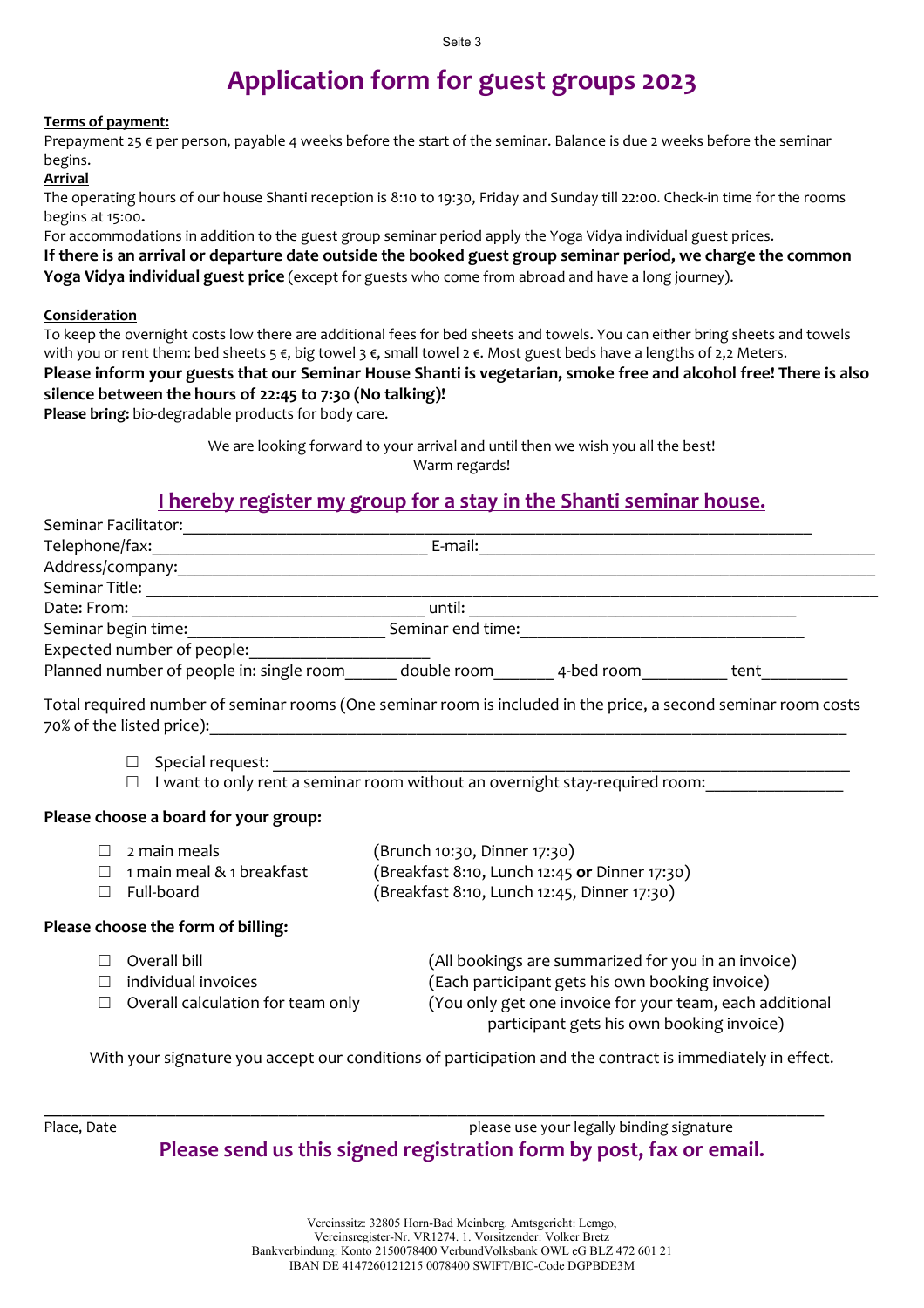# Application form for guest groups 2023

**Terms of payment:**

Prepayment 25 € per person, payable 4 weeks before the start of the seminar. Balance is due 2 weeks before the seminar begins.

**Arrival**

The operating hours of our house Shanti reception is 8:10 to 19:30, Friday and Sunday till 22:00. Check-in time for the rooms begins at 15:00**.**

For accommodations in addition to the guest group seminar period apply the Yoga Vidya individual guest prices.

**If there is an arrival or departure date outside the booked guest group seminar period, we charge the common Yoga Vidya individual guest price** (except for guests who come from abroad and have a long journey).

**Consideration**

To keep the overnight costs low there are additional fees for bed sheets and towels. You can either bring sheets and towels with you or rent them: bed sheets 5 €, big towel 3 €, small towel 2 €. Most guest beds have a lengths of 2,2 Meters.

**Please inform your guests that our Seminar House Shanti is vegetarian, smoke free and alcohol free! There is also silence between the hours of 22:45 to 7:30 (No talking)!**

**Please bring:** bio-degradable products for body care.

We are looking forward to your arrival and until then we wish you all the best!
Warm regards!

## I hereby register my group for a stay in the Shanti seminar house.

Seminar Facilitator:___________________________________________

Telephone/fax:_______________________ E-mail:_______________________

Address/company:___________________________________________

Seminar Title: ___________________________________________

Date: From: _______________________ until: _______________________

Seminar begin time:_________________ Seminar end time:_________________

Expected number of people:_________________

Planned number of people in: single room______ double room_______ 4-bed room_________ tent__________

Total required number of seminar rooms (One seminar room is included in the price, a second seminar room costs 70% of the listed price):___________________________________________

- ☐ Special request: ___________________________________________
- ☐ I want to only rent a seminar room without an overnight stay-required room:_______________

**Please choose a board for your group:**

- ☐ 2 main meals (Brunch 10:30, Dinner 17:30)
- ☐ 1 main meal & 1 breakfast (Breakfast 8:10, Lunch 12:45 **or** Dinner 17:30)
- ☐ Full-board (Breakfast 8:10, Lunch 12:45, Dinner 17:30)

**Please choose the form of billing:**

- ☐ Overall bill (All bookings are summarized for you in an invoice)
- ☐ individual invoices (Each participant gets his own booking invoice)
- ☐ Overall calculation for team only (You only get one invoice for your team, each additional participant gets his own booking invoice)

With your signature you accept our conditions of participation and the contract is immediately in effect.

___________________________________________

Place, Date please use your legally binding signature

**Please send us this signed registration form by post, fax or email.**

Vereinssitz: 32805 Horn-Bad Meinberg. Amtsgericht: Lemgo,
Vereinsregister-Nr. VR1274. 1. Vorsitzender: Volker Bretz
Bankverbindung: Konto 2150078400 VerbundVolksbank OWL eG BLZ 472 601 21
IBAN DE 4147260121215 0078400 SWIFT/BIC-Code DGPBDE3M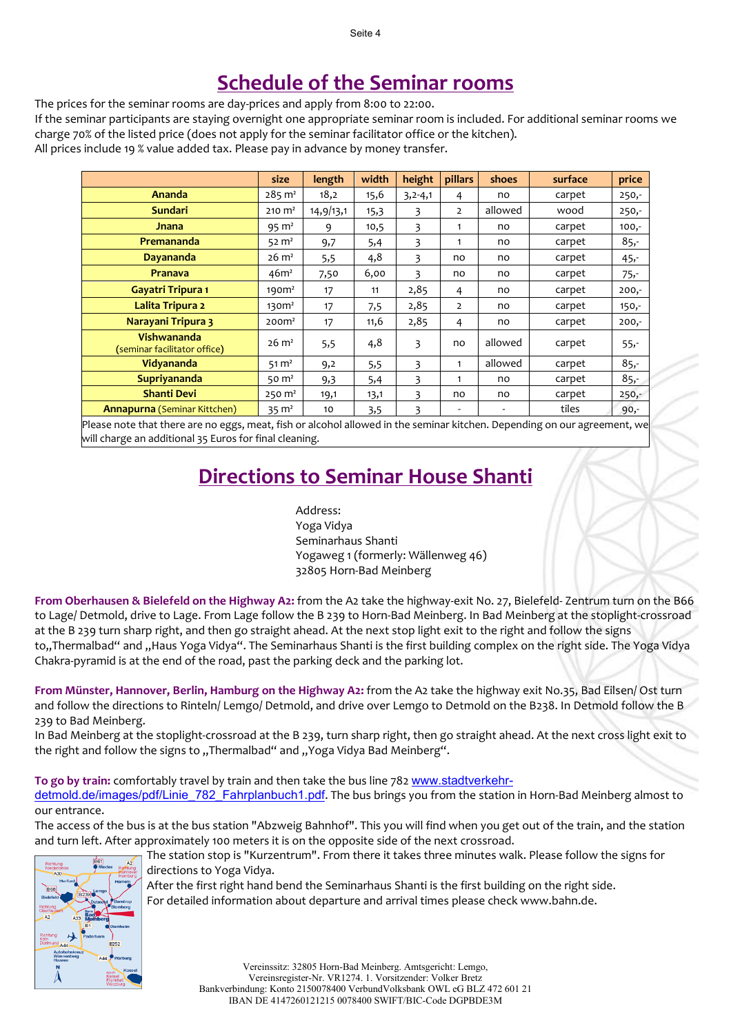# Schedule of the Seminar rooms

The prices for the seminar rooms are day-prices and apply from 8:00 to 22:00.
If the seminar participants are staying overnight one appropriate seminar room is included. For additional seminar rooms we charge 70% of the listed price (does not apply for the seminar facilitator office or the kitchen).
All prices include 19 % value added tax. Please pay in advance by money transfer.

| | size | length | width | height | pillars | shoes | surface | price |
|---|---|---|---|---|---|---|---|---|
| **Ananda** | 285 m² | 18,2 | 15,6 | 3,2-4,1 | 4 | no | carpet | 250,- |
| **Sundari** | 210 m² | 14,9/13,1 | 15,3 | 3 | 2 | allowed | wood | 250,- |
| **Jnana** | 95 m² | 9 | 10,5 | 3 | 1 | no | carpet | 100,- |
| **Premananda** | 52 m² | 9,7 | 5,4 | 3 | 1 | no | carpet | 85,- |
| **Dayananda** | 26 m² | 5,5 | 4,8 | 3 | no | no | carpet | 45,- |
| **Pranava** | 46m² | 7,50 | 6,00 | 3 | no | no | carpet | 75,- |
| **Gayatri Tripura 1** | 190m² | 17 | 11 | 2,85 | 4 | no | carpet | 200,- |
| **Lalita Tripura 2** | 130m² | 17 | 7,5 | 2,85 | 2 | no | carpet | 150,- |
| **Narayani Tripura 3** | 200m² | 17 | 11,6 | 2,85 | 4 | no | carpet | 200,- |
| **Vishwananda** (seminar facilitator office) | 26 m² | 5,5 | 4,8 | 3 | no | allowed | carpet | 55,- |
| **Vidyananda** | 51 m² | 9,2 | 5,5 | 3 | 1 | allowed | carpet | 85,- |
| **Supriyananda** | 50 m² | 9,3 | 5,4 | 3 | 1 | no | carpet | 85,- |
| **Shanti Devi** | 250 m² | 19,1 | 13,1 | 3 | no | no | carpet | 250,- |
| **Annapurna** (Seminar Kittchen) | 35 m² | 10 | 3,5 | 3 | - | - | tiles | 90,- |

Please note that there are no eggs, meat, fish or alcohol allowed in the seminar kitchen. Depending on our agreement, we will charge an additional 35 Euros for final cleaning.

# Directions to Seminar House Shanti

Address:
Yoga Vidya
Seminarhaus Shanti
Yogaweg 1 (formerly: Wällenweg 46)
32805 Horn-Bad Meinberg

**From Oberhausen & Bielefeld on the Highway A2:** from the A2 take the highway-exit No. 27, Bielefeld- Zentrum turn on the B66 to Lage/ Detmold, drive to Lage. From Lage follow the B 239 to Horn-Bad Meinberg. In Bad Meinberg at the stoplight-crossroad at the B 239 turn sharp right, and then go straight ahead. At the next stop light exit to the right and follow the signs to„Thermalbad“ and „Haus Yoga Vidya“. The Seminarhaus Shanti is the first building complex on the right side. The Yoga Vidya Chakra-pyramid is at the end of the road, past the parking deck and the parking lot.

**From Münster, Hannover, Berlin, Hamburg on the Highway A2:** from the A2 take the highway exit No.35, Bad Eilsen/ Ost turn and follow the directions to Rinteln/ Lemgo/ Detmold, and drive over Lemgo to Detmold on the B238. In Detmold follow the B 239 to Bad Meinberg.
In Bad Meinberg at the stoplight-crossroad at the B 239, turn sharp right, then go straight ahead. At the next cross light exit to the right and follow the signs to „Thermalbad“ and „Yoga Vidya Bad Meinberg“.

**To go by train:** comfortably travel by train and then take the bus line 782 www.stadtverkehr-detmold.de/images/pdf/Linie_782_Fahrplanbuch1.pdf. The bus brings you from the station in Horn-Bad Meinberg almost to our entrance.
The access of the bus is at the bus station "Abzweig Bahnhof". This you will find when you get out of the train, and the station and turn left. After approximately 100 meters it is on the opposite side of the next crossroad.
The station stop is "Kurzentrum". From there it takes three minutes walk. Please follow the signs for directions to Yoga Vidya.
After the first right hand bend the Seminarhaus Shanti is the first building on the right side.
For detailed information about departure and arrival times please check www.bahn.de.

Vereinssitz: 32805 Horn-Bad Meinberg. Amtsgericht: Lemgo,
Vereinsregister-Nr. VR1274. 1. Vorsitzender: Volker Bretz
Bankverbindung: Konto 2150078400 VerbundVolksbank OWL eG BLZ 472 601 21
IBAN DE 4147260121215 0078400 SWIFT/BIC-Code DGPBDE3M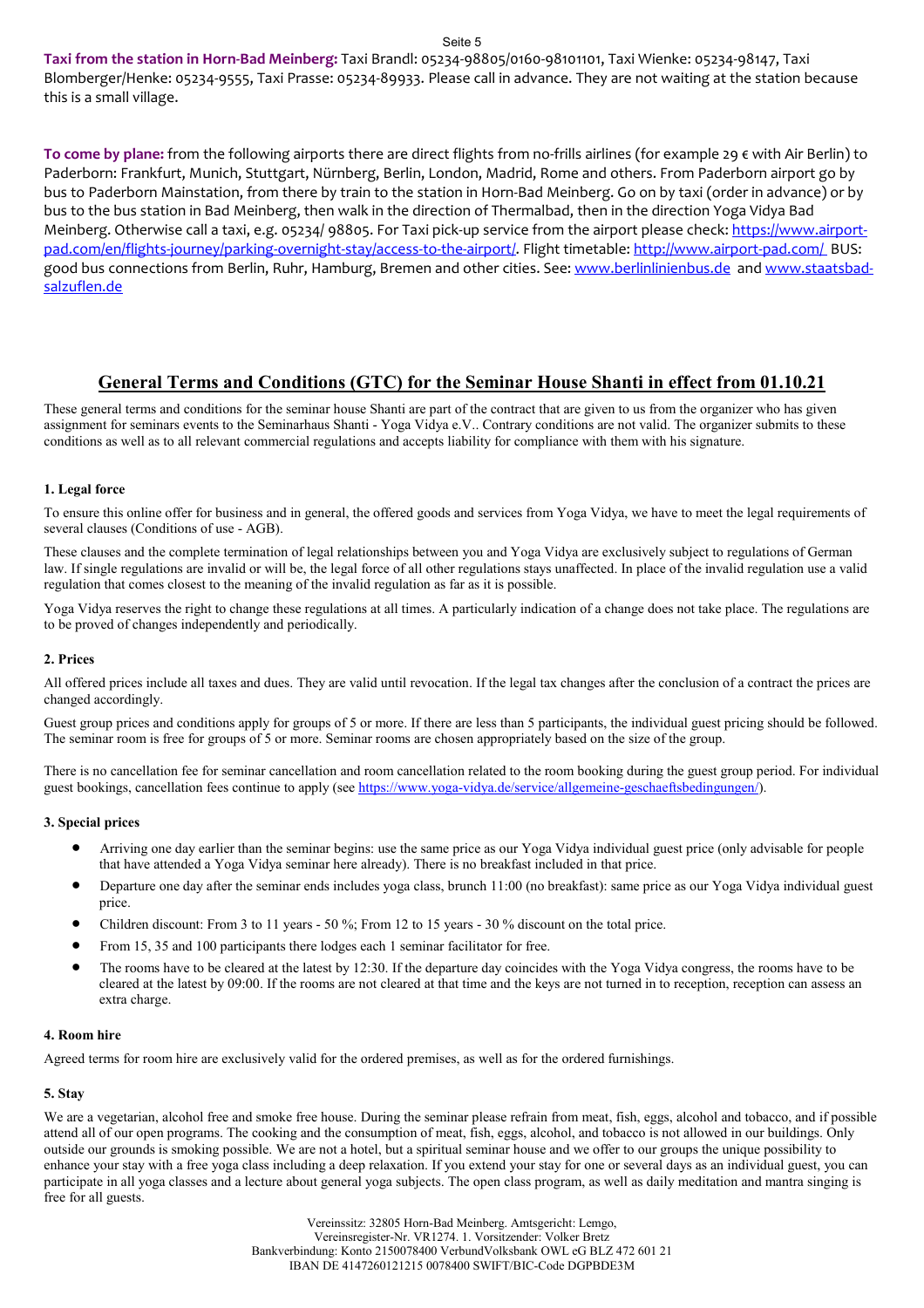**Taxi from the station in Horn-Bad Meinberg:** Taxi Brandl: 05234-98805/0160-98101101, Taxi Wienke: 05234-98147, Taxi Blomberger/Henke: 05234-9555, Taxi Prasse: 05234-89933. Please call in advance. They are not waiting at the station because this is a small village.

**To come by plane:** from the following airports there are direct flights from no-frills airlines (for example 29 € with Air Berlin) to Paderborn: Frankfurt, Munich, Stuttgart, Nürnberg, Berlin, London, Madrid, Rome and others. From Paderborn airport go by bus to Paderborn Mainstation, from there by train to the station in Horn-Bad Meinberg. Go on by taxi (order in advance) or by bus to the bus station in Bad Meinberg, then walk in the direction of Thermalbad, then in the direction Yoga Vidya Bad Meinberg. Otherwise call a taxi, e.g. 05234/ 98805. For Taxi pick-up service from the airport please check: https://www.airport-pad.com/en/flights-journey/parking-overnight-stay/access-to-the-airport/. Flight timetable: http://www.airport-pad.com/ BUS: good bus connections from Berlin, Ruhr, Hamburg, Bremen and other cities. See: www.berlinlinienbus.de and www.staatsbad-salzuflen.de

## General Terms and Conditions (GTC) for the Seminar House Shanti in effect from 01.10.21

These general terms and conditions for the seminar house Shanti are part of the contract that are given to us from the organizer who has given assignment for seminars events to the Seminarhaus Shanti - Yoga Vidya e.V.. Contrary conditions are not valid. The organizer submits to these conditions as well as to all relevant commercial regulations and accepts liability for compliance with them with his signature.

### 1. Legal force

To ensure this online offer for business and in general, the offered goods and services from Yoga Vidya, we have to meet the legal requirements of several clauses (Conditions of use - AGB).

These clauses and the complete termination of legal relationships between you and Yoga Vidya are exclusively subject to regulations of German law. If single regulations are invalid or will be, the legal force of all other regulations stays unaffected. In place of the invalid regulation use a valid regulation that comes closest to the meaning of the invalid regulation as far as it is possible.

Yoga Vidya reserves the right to change these regulations at all times. A particularly indication of a change does not take place. The regulations are to be proved of changes independently and periodically.

### 2. Prices

All offered prices include all taxes and dues. They are valid until revocation. If the legal tax changes after the conclusion of a contract the prices are changed accordingly.

Guest group prices and conditions apply for groups of 5 or more. If there are less than 5 participants, the individual guest pricing should be followed. The seminar room is free for groups of 5 or more. Seminar rooms are chosen appropriately based on the size of the group.

There is no cancellation fee for seminar cancellation and room cancellation related to the room booking during the guest group period. For individual guest bookings, cancellation fees continue to apply (see https://www.yoga-vidya.de/service/allgemeine-geschaeftsbedingungen/).

### 3. Special prices

- Arriving one day earlier than the seminar begins: use the same price as our Yoga Vidya individual guest price (only advisable for people that have attended a Yoga Vidya seminar here already). There is no breakfast included in that price.
- Departure one day after the seminar ends includes yoga class, brunch 11:00 (no breakfast): same price as our Yoga Vidya individual guest price.
- Children discount: From 3 to 11 years - 50 %; From 12 to 15 years - 30 % discount on the total price.
- From 15, 35 and 100 participants there lodges each 1 seminar facilitator for free.
- The rooms have to be cleared at the latest by 12:30. If the departure day coincides with the Yoga Vidya congress, the rooms have to be cleared at the latest by 09:00. If the rooms are not cleared at that time and the keys are not turned in to reception, reception can assess an extra charge.

### 4. Room hire

Agreed terms for room hire are exclusively valid for the ordered premises, as well as for the ordered furnishings.

### 5. Stay

We are a vegetarian, alcohol free and smoke free house. During the seminar please refrain from meat, fish, eggs, alcohol and tobacco, and if possible attend all of our open programs. The cooking and the consumption of meat, fish, eggs, alcohol, and tobacco is not allowed in our buildings. Only outside our grounds is smoking possible. We are not a hotel, but a spiritual seminar house and we offer to our groups the unique possibility to enhance your stay with a free yoga class including a deep relaxation. If you extend your stay for one or several days as an individual guest, you can participate in all yoga classes and a lecture about general yoga subjects. The open class program, as well as daily meditation and mantra singing is free for all guests.

Vereinssitz: 32805 Horn-Bad Meinberg. Amtsgericht: Lemgo,
Vereinsregister-Nr. VR1274. 1. Vorsitzender: Volker Bretz
Bankverbindung: Konto 2150078400 VerbundVolksbank OWL eG BLZ 472 601 21
IBAN DE 4147260121215 0078400 SWIFT/BIC-Code DGPBDE3M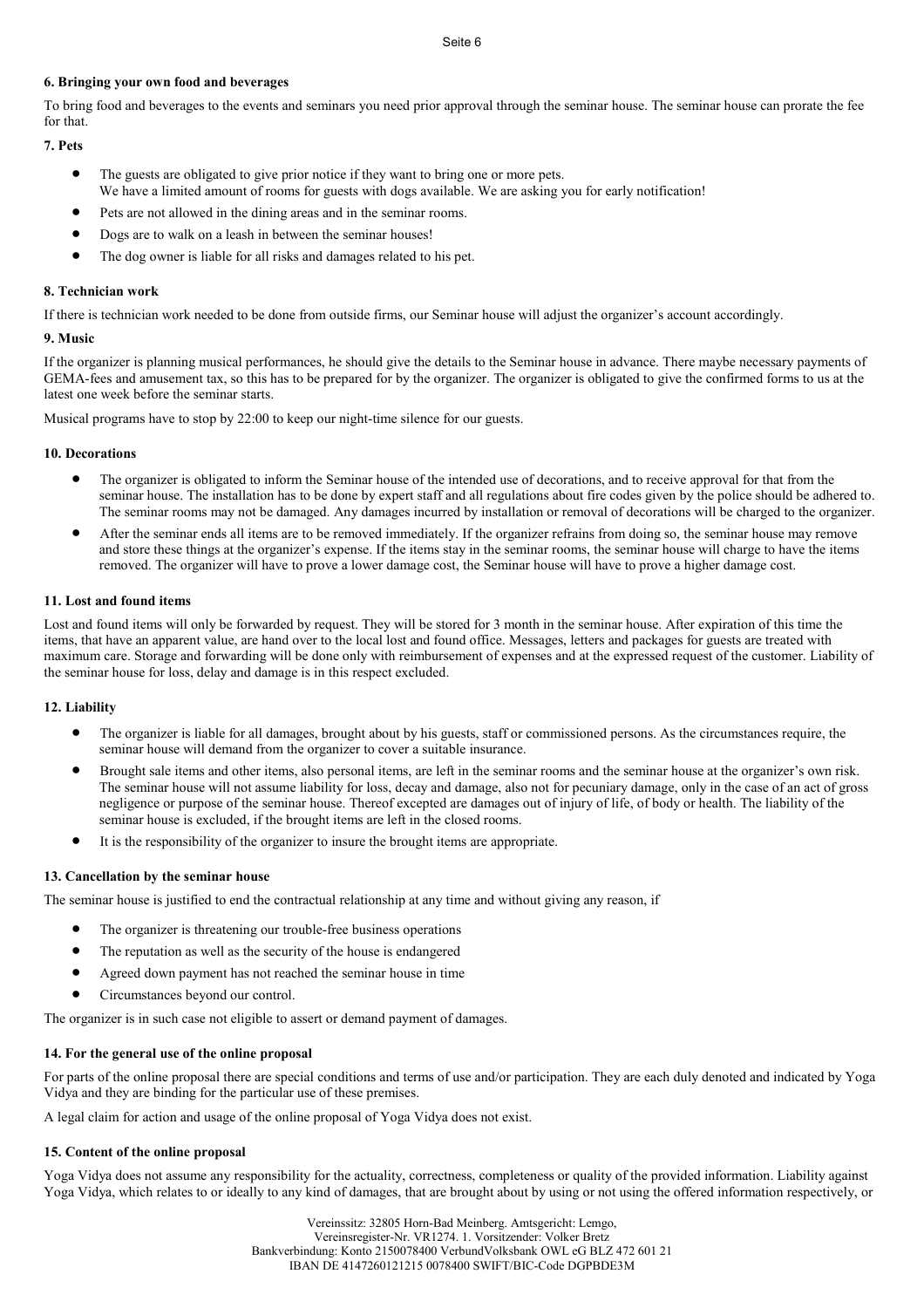#### 6. Bringing your own food and beverages

To bring food and beverages to the events and seminars you need prior approval through the seminar house. The seminar house can prorate the fee for that.

#### 7. Pets

- The guests are obligated to give prior notice if they want to bring one or more pets. We have a limited amount of rooms for guests with dogs available. We are asking you for early notification!
- Pets are not allowed in the dining areas and in the seminar rooms.
- Dogs are to walk on a leash in between the seminar houses!
- The dog owner is liable for all risks and damages related to his pet.

#### 8. Technician work

If there is technician work needed to be done from outside firms, our Seminar house will adjust the organizer's account accordingly.

#### 9. Music

If the organizer is planning musical performances, he should give the details to the Seminar house in advance. There maybe necessary payments of GEMA-fees and amusement tax, so this has to be prepared for by the organizer. The organizer is obligated to give the confirmed forms to us at the latest one week before the seminar starts.

Musical programs have to stop by 22:00 to keep our night-time silence for our guests.

#### 10. Decorations

- The organizer is obligated to inform the Seminar house of the intended use of decorations, and to receive approval for that from the seminar house. The installation has to be done by expert staff and all regulations about fire codes given by the police should be adhered to. The seminar rooms may not be damaged. Any damages incurred by installation or removal of decorations will be charged to the organizer.
- After the seminar ends all items are to be removed immediately. If the organizer refrains from doing so, the seminar house may remove and store these things at the organizer's expense. If the items stay in the seminar rooms, the seminar house will charge to have the items removed. The organizer will have to prove a lower damage cost, the Seminar house will have to prove a higher damage cost.

#### 11. Lost and found items

Lost and found items will only be forwarded by request. They will be stored for 3 month in the seminar house. After expiration of this time the items, that have an apparent value, are hand over to the local lost and found office. Messages, letters and packages for guests are treated with maximum care. Storage and forwarding will be done only with reimbursement of expenses and at the expressed request of the customer. Liability of the seminar house for loss, delay and damage is in this respect excluded.

#### 12. Liability

- The organizer is liable for all damages, brought about by his guests, staff or commissioned persons. As the circumstances require, the seminar house will demand from the organizer to cover a suitable insurance.
- Brought sale items and other items, also personal items, are left in the seminar rooms and the seminar house at the organizer's own risk. The seminar house will not assume liability for loss, decay and damage, also not for pecuniary damage, only in the case of an act of gross negligence or purpose of the seminar house. Thereof excepted are damages out of injury of life, of body or health. The liability of the seminar house is excluded, if the brought items are left in the closed rooms.
- It is the responsibility of the organizer to insure the brought items are appropriate.

#### 13. Cancellation by the seminar house

The seminar house is justified to end the contractual relationship at any time and without giving any reason, if

- The organizer is threatening our trouble-free business operations
- The reputation as well as the security of the house is endangered
- Agreed down payment has not reached the seminar house in time
- Circumstances beyond our control.

The organizer is in such case not eligible to assert or demand payment of damages.

#### 14. For the general use of the online proposal

For parts of the online proposal there are special conditions and terms of use and/or participation. They are each duly denoted and indicated by Yoga Vidya and they are binding for the particular use of these premises.

A legal claim for action and usage of the online proposal of Yoga Vidya does not exist.

#### 15. Content of the online proposal

Yoga Vidya does not assume any responsibility for the actuality, correctness, completeness or quality of the provided information. Liability against Yoga Vidya, which relates to or ideally to any kind of damages, that are brought about by using or not using the offered information respectively, or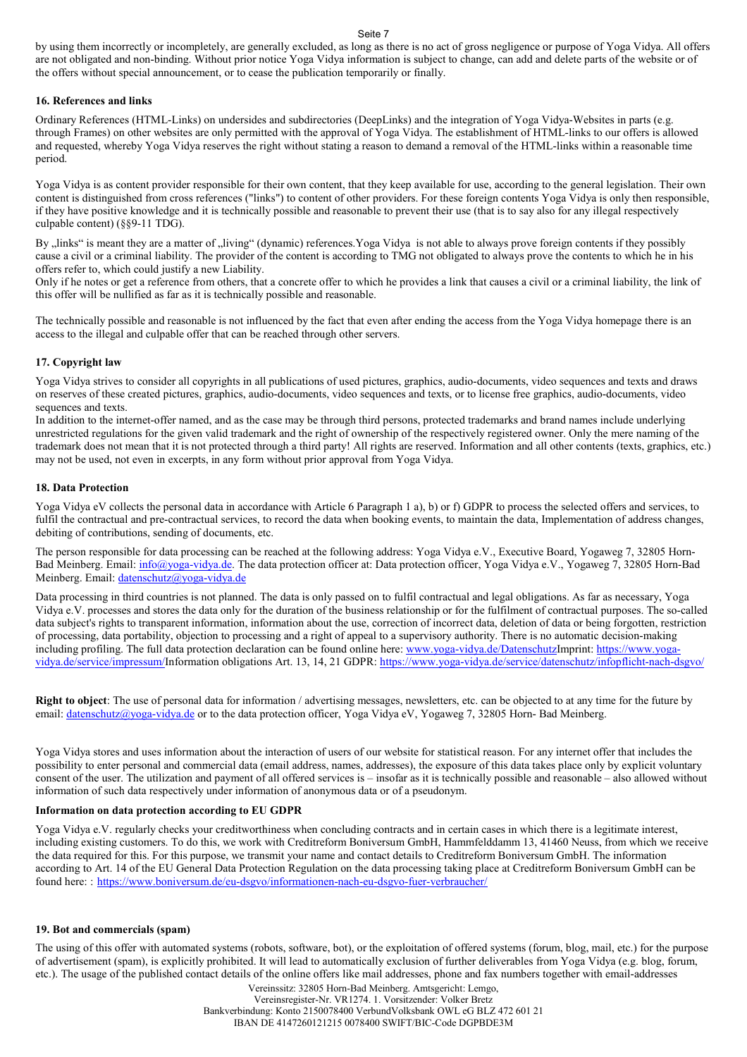by using them incorrectly or incompletely, are generally excluded, as long as there is no act of gross negligence or purpose of Yoga Vidya. All offers are not obligated and non-binding. Without prior notice Yoga Vidya information is subject to change, can add and delete parts of the website or of the offers without special announcement, or to cease the publication temporarily or finally.

### 16. References and links

Ordinary References (HTML-Links) on undersides and subdirectories (DeepLinks) and the integration of Yoga Vidya-Websites in parts (e.g. through Frames) on other websites are only permitted with the approval of Yoga Vidya. The establishment of HTML-links to our offers is allowed and requested, whereby Yoga Vidya reserves the right without stating a reason to demand a removal of the HTML-links within a reasonable time period.

Yoga Vidya is as content provider responsible for their own content, that they keep available for use, according to the general legislation. Their own content is distinguished from cross references ("links") to content of other providers. For these foreign contents Yoga Vidya is only then responsible, if they have positive knowledge and it is technically possible and reasonable to prevent their use (that is to say also for any illegal respectively culpable content) (§§9-11 TDG).

By „links" is meant they are a matter of „living" (dynamic) references.Yoga Vidya is not able to always prove foreign contents if they possibly cause a civil or a criminal liability. The provider of the content is according to TMG not obligated to always prove the contents to which he in his offers refer to, which could justify a new Liability.
Only if he notes or get a reference from others, that a concrete offer to which he provides a link that causes a civil or a criminal liability, the link of this offer will be nullified as far as it is technically possible and reasonable.

The technically possible and reasonable is not influenced by the fact that even after ending the access from the Yoga Vidya homepage there is an access to the illegal and culpable offer that can be reached through other servers.

### 17. Copyright law

Yoga Vidya strives to consider all copyrights in all publications of used pictures, graphics, audio-documents, video sequences and texts and draws on reserves of these created pictures, graphics, audio-documents, video sequences and texts, or to license free graphics, audio-documents, video sequences and texts.
In addition to the internet-offer named, and as the case may be through third persons, protected trademarks and brand names include underlying unrestricted regulations for the given valid trademark and the right of ownership of the respectively registered owner. Only the mere naming of the trademark does not mean that it is not protected through a third party! All rights are reserved. Information and all other contents (texts, graphics, etc.) may not be used, not even in excerpts, in any form without prior approval from Yoga Vidya.

### 18. Data Protection

Yoga Vidya eV collects the personal data in accordance with Article 6 Paragraph 1 a), b) or f) GDPR to process the selected offers and services, to fulfil the contractual and pre-contractual services, to record the data when booking events, to maintain the data, Implementation of address changes, debiting of contributions, sending of documents, etc.

The person responsible for data processing can be reached at the following address: Yoga Vidya e.V., Executive Board, Yogaweg 7, 32805 Horn-Bad Meinberg. Email: info@yoga-vidya.de. The data protection officer at: Data protection officer, Yoga Vidya e.V., Yogaweg 7, 32805 Horn-Bad Meinberg. Email: datenschutz@yoga-vidya.de

Data processing in third countries is not planned. The data is only passed on to fulfil contractual and legal obligations. As far as necessary, Yoga Vidya e.V. processes and stores the data only for the duration of the business relationship or for the fulfilment of contractual purposes. The so-called data subject's rights to transparent information, information about the use, correction of incorrect data, deletion of data or being forgotten, restriction of processing, data portability, objection to processing and a right of appeal to a supervisory authority. There is no automatic decision-making including profiling. The full data protection declaration can be found online here: www.yoga-vidya.de/DatenschutzImprint: https://www.yoga-vidya.de/service/impressum/Information obligations Art. 13, 14, 21 GDPR: https://www.yoga-vidya.de/service/datenschutz/infopflicht-nach-dsgvo/

**Right to object**: The use of personal data for information / advertising messages, newsletters, etc. can be objected to at any time for the future by email: datenschutz@yoga-vidya.de or to the data protection officer, Yoga Vidya eV, Yogaweg 7, 32805 Horn- Bad Meinberg.

Yoga Vidya stores and uses information about the interaction of users of our website for statistical reason. For any internet offer that includes the possibility to enter personal and commercial data (email address, names, addresses), the exposure of this data takes place only by explicit voluntary consent of the user. The utilization and payment of all offered services is – insofar as it is technically possible and reasonable – also allowed without information of such data respectively under information of anonymous data or of a pseudonym.

**Information on data protection according to EU GDPR**

Yoga Vidya e.V. regularly checks your creditworthiness when concluding contracts and in certain cases in which there is a legitimate interest, including existing customers. To do this, we work with Creditreform Boniversum GmbH, Hammfelddamm 13, 41460 Neuss, from which we receive the data required for this. For this purpose, we transmit your name and contact details to Creditreform Boniversum GmbH. The information according to Art. 14 of the EU General Data Protection Regulation on the data processing taking place at Creditreform Boniversum GmbH can be found here: : https://www.boniversum.de/eu-dsgvo/informationen-nach-eu-dsgvo-fuer-verbraucher/

### 19. Bot and commercials (spam)

The using of this offer with automated systems (robots, software, bot), or the exploitation of offered systems (forum, blog, mail, etc.) for the purpose of advertisement (spam), is explicitly prohibited. It will lead to automatically exclusion of further deliverables from Yoga Vidya (e.g. blog, forum, etc.). The usage of the published contact details of the online offers like mail addresses, phone and fax numbers together with email-addresses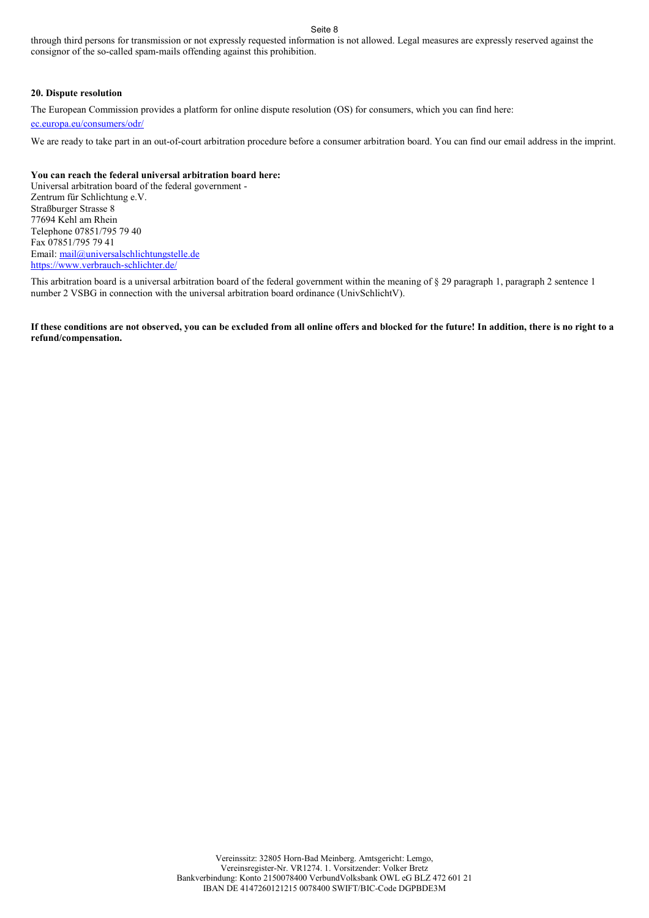through third persons for transmission or not expressly requested information is not allowed. Legal measures are expressly reserved against the consignor of the so-called spam-mails offending against this prohibition.

**20. Dispute resolution**

The European Commission provides a platform for online dispute resolution (OS) for consumers, which you can find here: ec.europa.eu/consumers/odr/

We are ready to take part in an out-of-court arbitration procedure before a consumer arbitration board. You can find our email address in the imprint.

**You can reach the federal universal arbitration board here:**
Universal arbitration board of the federal government -
Zentrum für Schlichtung e.V.
Straßburger Strasse 8
77694 Kehl am Rhein
Telephone 07851/795 79 40
Fax 07851/795 79 41
Email: mail@universalschlichtungstelle.de
https://www.verbrauch-schlichter.de/

This arbitration board is a universal arbitration board of the federal government within the meaning of § 29 paragraph 1, paragraph 2 sentence 1 number 2 VSBG in connection with the universal arbitration board ordinance (UnivSchlichtV).

**If these conditions are not observed, you can be excluded from all online offers and blocked for the future! In addition, there is no right to a refund/compensation.**

Vereinssitz: 32805 Horn-Bad Meinberg. Amtsgericht: Lemgo,
Vereinsregister-Nr. VR1274. 1. Vorsitzender: Volker Bretz
Bankverbindung: Konto 2150078400 VerbundVolksbank OWL eG BLZ 472 601 21
IBAN DE 4147260121215 0078400 SWIFT/BIC-Code DGPBDE3M